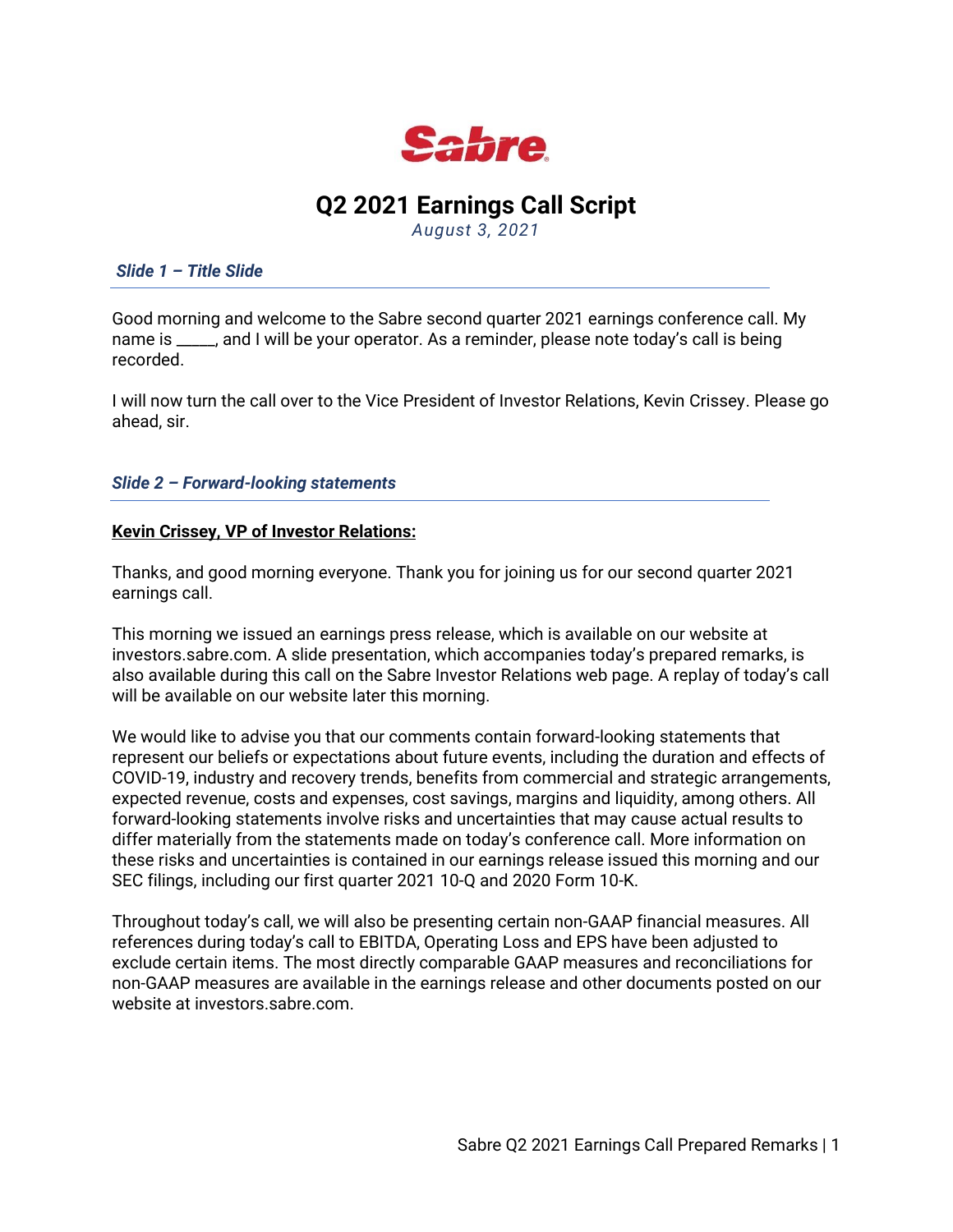Sabre

# Q2 2021 Earnings Call Script

*August 3, 2021*

### *Slide 1 – Title Slide*

Good morning and welcome to the Sabre second quarter 2021 earnings conference call. My name is _____, and I will be your operator. As a reminder, please note today's call is being recorded.

I will now turn the call over to the Vice President of Investor Relations, Kevin Crissey. Please go ahead, sir.

### *Slide 2 – Forward-looking statements*

**Kevin Crissey, VP of Investor Relations:**

Thanks, and good morning everyone. Thank you for joining us for our second quarter 2021 earnings call.

This morning we issued an earnings press release, which is available on our website at investors.sabre.com. A slide presentation, which accompanies today's prepared remarks, is also available during this call on the Sabre Investor Relations web page. A replay of today's call will be available on our website later this morning.

We would like to advise you that our comments contain forward-looking statements that represent our beliefs or expectations about future events, including the duration and effects of COVID-19, industry and recovery trends, benefits from commercial and strategic arrangements, expected revenue, costs and expenses, cost savings, margins and liquidity, among others. All forward-looking statements involve risks and uncertainties that may cause actual results to differ materially from the statements made on today's conference call. More information on these risks and uncertainties is contained in our earnings release issued this morning and our SEC filings, including our first quarter 2021 10-Q and 2020 Form 10-K.

Throughout today's call, we will also be presenting certain non-GAAP financial measures. All references during today's call to EBITDA, Operating Loss and EPS have been adjusted to exclude certain items. The most directly comparable GAAP measures and reconciliations for non-GAAP measures are available in the earnings release and other documents posted on our website at investors.sabre.com.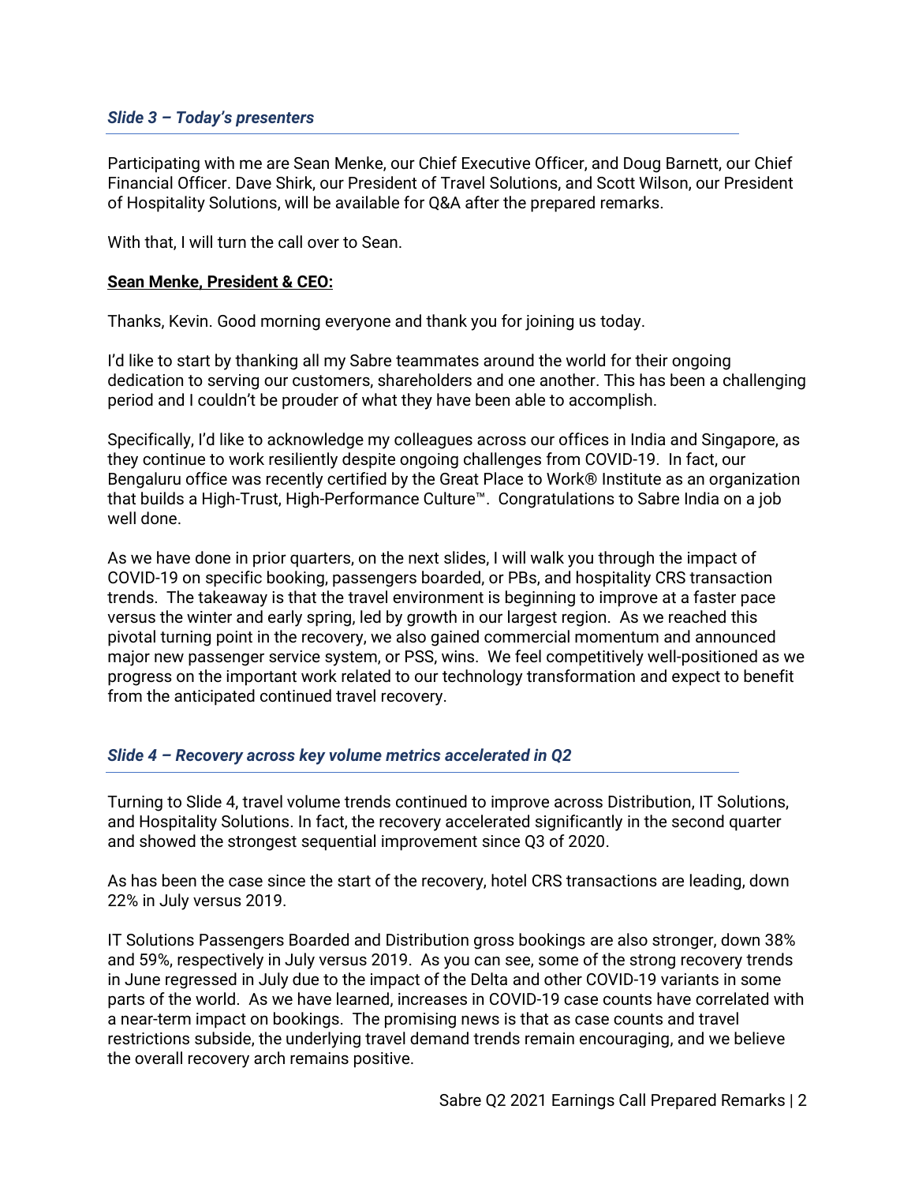### *Slide 3 – Today's presenters*

Participating with me are Sean Menke, our Chief Executive Officer, and Doug Barnett, our Chief Financial Officer. Dave Shirk, our President of Travel Solutions, and Scott Wilson, our President of Hospitality Solutions, will be available for Q&A after the prepared remarks.

With that, I will turn the call over to Sean.

**Sean Menke, President & CEO:**

Thanks, Kevin. Good morning everyone and thank you for joining us today.

I'd like to start by thanking all my Sabre teammates around the world for their ongoing dedication to serving our customers, shareholders and one another. This has been a challenging period and I couldn't be prouder of what they have been able to accomplish.

Specifically, I'd like to acknowledge my colleagues across our offices in India and Singapore, as they continue to work resiliently despite ongoing challenges from COVID-19. In fact, our Bengaluru office was recently certified by the Great Place to Work® Institute as an organization that builds a High-Trust, High-Performance Culture™. Congratulations to Sabre India on a job well done.

As we have done in prior quarters, on the next slides, I will walk you through the impact of COVID-19 on specific booking, passengers boarded, or PBs, and hospitality CRS transaction trends. The takeaway is that the travel environment is beginning to improve at a faster pace versus the winter and early spring, led by growth in our largest region. As we reached this pivotal turning point in the recovery, we also gained commercial momentum and announced major new passenger service system, or PSS, wins. We feel competitively well-positioned as we progress on the important work related to our technology transformation and expect to benefit from the anticipated continued travel recovery.

### *Slide 4 – Recovery across key volume metrics accelerated in Q2*

Turning to Slide 4, travel volume trends continued to improve across Distribution, IT Solutions, and Hospitality Solutions. In fact, the recovery accelerated significantly in the second quarter and showed the strongest sequential improvement since Q3 of 2020.

As has been the case since the start of the recovery, hotel CRS transactions are leading, down 22% in July versus 2019.

IT Solutions Passengers Boarded and Distribution gross bookings are also stronger, down 38% and 59%, respectively in July versus 2019. As you can see, some of the strong recovery trends in June regressed in July due to the impact of the Delta and other COVID-19 variants in some parts of the world. As we have learned, increases in COVID-19 case counts have correlated with a near-term impact on bookings. The promising news is that as case counts and travel restrictions subside, the underlying travel demand trends remain encouraging, and we believe the overall recovery arch remains positive.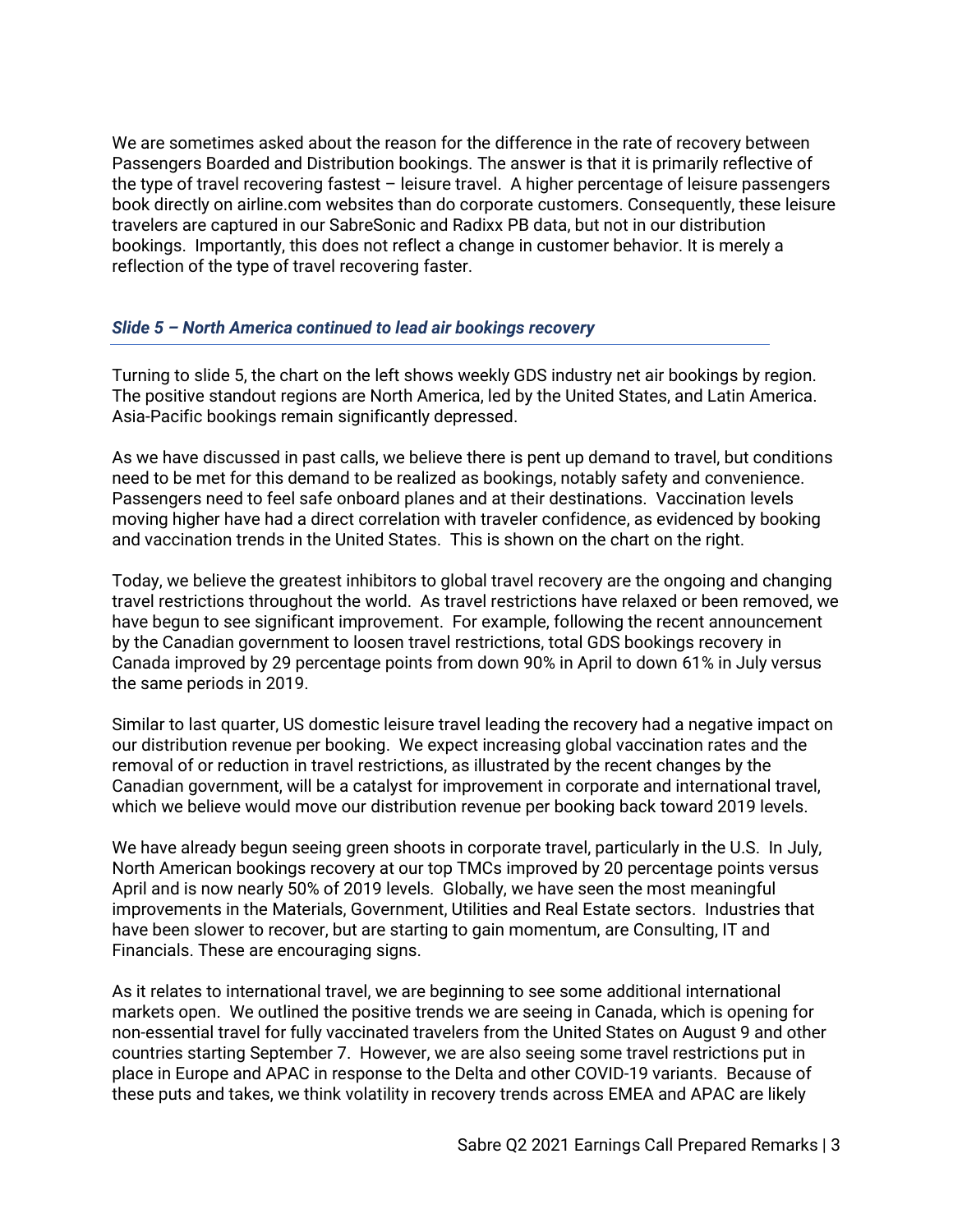We are sometimes asked about the reason for the difference in the rate of recovery between Passengers Boarded and Distribution bookings. The answer is that it is primarily reflective of the type of travel recovering fastest – leisure travel. A higher percentage of leisure passengers book directly on airline.com websites than do corporate customers. Consequently, these leisure travelers are captured in our SabreSonic and Radixx PB data, but not in our distribution bookings. Importantly, this does not reflect a change in customer behavior. It is merely a reflection of the type of travel recovering faster.

### *Slide 5 – North America continued to lead air bookings recovery*

Turning to slide 5, the chart on the left shows weekly GDS industry net air bookings by region. The positive standout regions are North America, led by the United States, and Latin America. Asia-Pacific bookings remain significantly depressed.

As we have discussed in past calls, we believe there is pent up demand to travel, but conditions need to be met for this demand to be realized as bookings, notably safety and convenience. Passengers need to feel safe onboard planes and at their destinations. Vaccination levels moving higher have had a direct correlation with traveler confidence, as evidenced by booking and vaccination trends in the United States. This is shown on the chart on the right.

Today, we believe the greatest inhibitors to global travel recovery are the ongoing and changing travel restrictions throughout the world. As travel restrictions have relaxed or been removed, we have begun to see significant improvement. For example, following the recent announcement by the Canadian government to loosen travel restrictions, total GDS bookings recovery in Canada improved by 29 percentage points from down 90% in April to down 61% in July versus the same periods in 2019.

Similar to last quarter, US domestic leisure travel leading the recovery had a negative impact on our distribution revenue per booking. We expect increasing global vaccination rates and the removal of or reduction in travel restrictions, as illustrated by the recent changes by the Canadian government, will be a catalyst for improvement in corporate and international travel, which we believe would move our distribution revenue per booking back toward 2019 levels.

We have already begun seeing green shoots in corporate travel, particularly in the U.S. In July, North American bookings recovery at our top TMCs improved by 20 percentage points versus April and is now nearly 50% of 2019 levels. Globally, we have seen the most meaningful improvements in the Materials, Government, Utilities and Real Estate sectors. Industries that have been slower to recover, but are starting to gain momentum, are Consulting, IT and Financials. These are encouraging signs.

As it relates to international travel, we are beginning to see some additional international markets open. We outlined the positive trends we are seeing in Canada, which is opening for non-essential travel for fully vaccinated travelers from the United States on August 9 and other countries starting September 7. However, we are also seeing some travel restrictions put in place in Europe and APAC in response to the Delta and other COVID-19 variants. Because of these puts and takes, we think volatility in recovery trends across EMEA and APAC are likely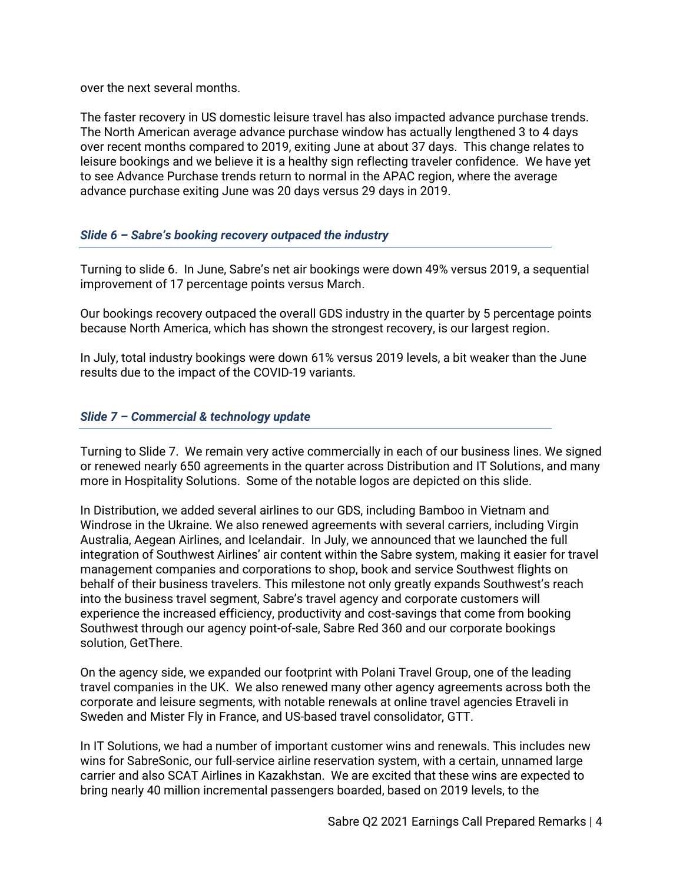over the next several months.

The faster recovery in US domestic leisure travel has also impacted advance purchase trends. The North American average advance purchase window has actually lengthened 3 to 4 days over recent months compared to 2019, exiting June at about 37 days. This change relates to leisure bookings and we believe it is a healthy sign reflecting traveler confidence. We have yet to see Advance Purchase trends return to normal in the APAC region, where the average advance purchase exiting June was 20 days versus 29 days in 2019.

### *Slide 6 – Sabre's booking recovery outpaced the industry*

Turning to slide 6. In June, Sabre's net air bookings were down 49% versus 2019, a sequential improvement of 17 percentage points versus March.

Our bookings recovery outpaced the overall GDS industry in the quarter by 5 percentage points because North America, which has shown the strongest recovery, is our largest region.

In July, total industry bookings were down 61% versus 2019 levels, a bit weaker than the June results due to the impact of the COVID-19 variants.

### *Slide 7 – Commercial & technology update*

Turning to Slide 7. We remain very active commercially in each of our business lines. We signed or renewed nearly 650 agreements in the quarter across Distribution and IT Solutions, and many more in Hospitality Solutions. Some of the notable logos are depicted on this slide.

In Distribution, we added several airlines to our GDS, including Bamboo in Vietnam and Windrose in the Ukraine. We also renewed agreements with several carriers, including Virgin Australia, Aegean Airlines, and Icelandair. In July, we announced that we launched the full integration of Southwest Airlines' air content within the Sabre system, making it easier for travel management companies and corporations to shop, book and service Southwest flights on behalf of their business travelers. This milestone not only greatly expands Southwest's reach into the business travel segment, Sabre's travel agency and corporate customers will experience the increased efficiency, productivity and cost-savings that come from booking Southwest through our agency point-of-sale, Sabre Red 360 and our corporate bookings solution, GetThere.

On the agency side, we expanded our footprint with Polani Travel Group, one of the leading travel companies in the UK. We also renewed many other agency agreements across both the corporate and leisure segments, with notable renewals at online travel agencies Etraveli in Sweden and Mister Fly in France, and US-based travel consolidator, GTT.

In IT Solutions, we had a number of important customer wins and renewals. This includes new wins for SabreSonic, our full-service airline reservation system, with a certain, unnamed large carrier and also SCAT Airlines in Kazakhstan. We are excited that these wins are expected to bring nearly 40 million incremental passengers boarded, based on 2019 levels, to the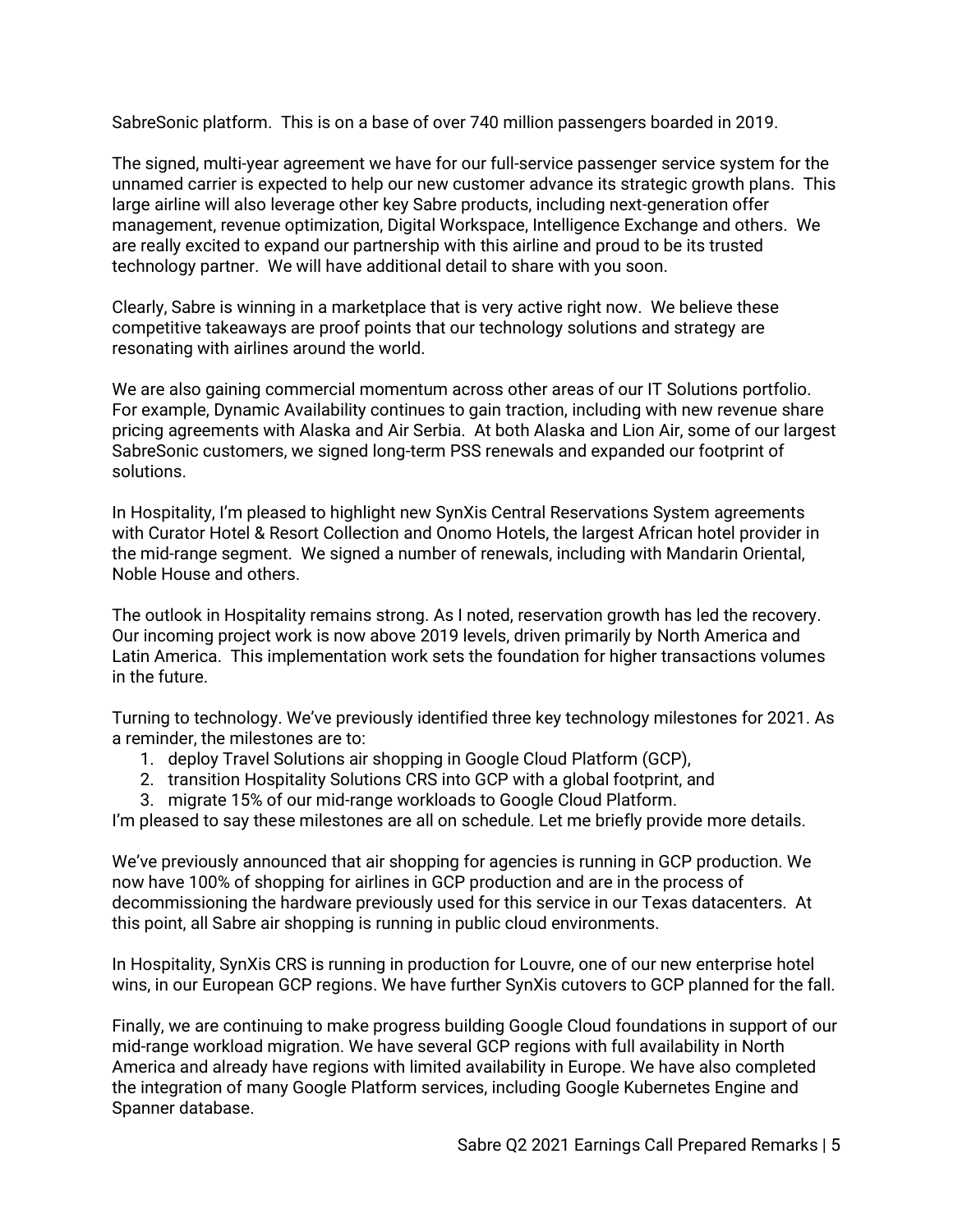SabreSonic platform. This is on a base of over 740 million passengers boarded in 2019.

The signed, multi-year agreement we have for our full-service passenger service system for the unnamed carrier is expected to help our new customer advance its strategic growth plans. This large airline will also leverage other key Sabre products, including next-generation offer management, revenue optimization, Digital Workspace, Intelligence Exchange and others. We are really excited to expand our partnership with this airline and proud to be its trusted technology partner. We will have additional detail to share with you soon.

Clearly, Sabre is winning in a marketplace that is very active right now. We believe these competitive takeaways are proof points that our technology solutions and strategy are resonating with airlines around the world.

We are also gaining commercial momentum across other areas of our IT Solutions portfolio. For example, Dynamic Availability continues to gain traction, including with new revenue share pricing agreements with Alaska and Air Serbia. At both Alaska and Lion Air, some of our largest SabreSonic customers, we signed long-term PSS renewals and expanded our footprint of solutions.

In Hospitality, I'm pleased to highlight new SynXis Central Reservations System agreements with Curator Hotel & Resort Collection and Onomo Hotels, the largest African hotel provider in the mid-range segment. We signed a number of renewals, including with Mandarin Oriental, Noble House and others.

The outlook in Hospitality remains strong. As I noted, reservation growth has led the recovery. Our incoming project work is now above 2019 levels, driven primarily by North America and Latin America. This implementation work sets the foundation for higher transactions volumes in the future.

Turning to technology. We've previously identified three key technology milestones for 2021. As a reminder, the milestones are to:

1. deploy Travel Solutions air shopping in Google Cloud Platform (GCP),
2. transition Hospitality Solutions CRS into GCP with a global footprint, and
3. migrate 15% of our mid-range workloads to Google Cloud Platform.

I'm pleased to say these milestones are all on schedule. Let me briefly provide more details.

We've previously announced that air shopping for agencies is running in GCP production. We now have 100% of shopping for airlines in GCP production and are in the process of decommissioning the hardware previously used for this service in our Texas datacenters. At this point, all Sabre air shopping is running in public cloud environments.

In Hospitality, SynXis CRS is running in production for Louvre, one of our new enterprise hotel wins, in our European GCP regions. We have further SynXis cutovers to GCP planned for the fall.

Finally, we are continuing to make progress building Google Cloud foundations in support of our mid-range workload migration. We have several GCP regions with full availability in North America and already have regions with limited availability in Europe. We have also completed the integration of many Google Platform services, including Google Kubernetes Engine and Spanner database.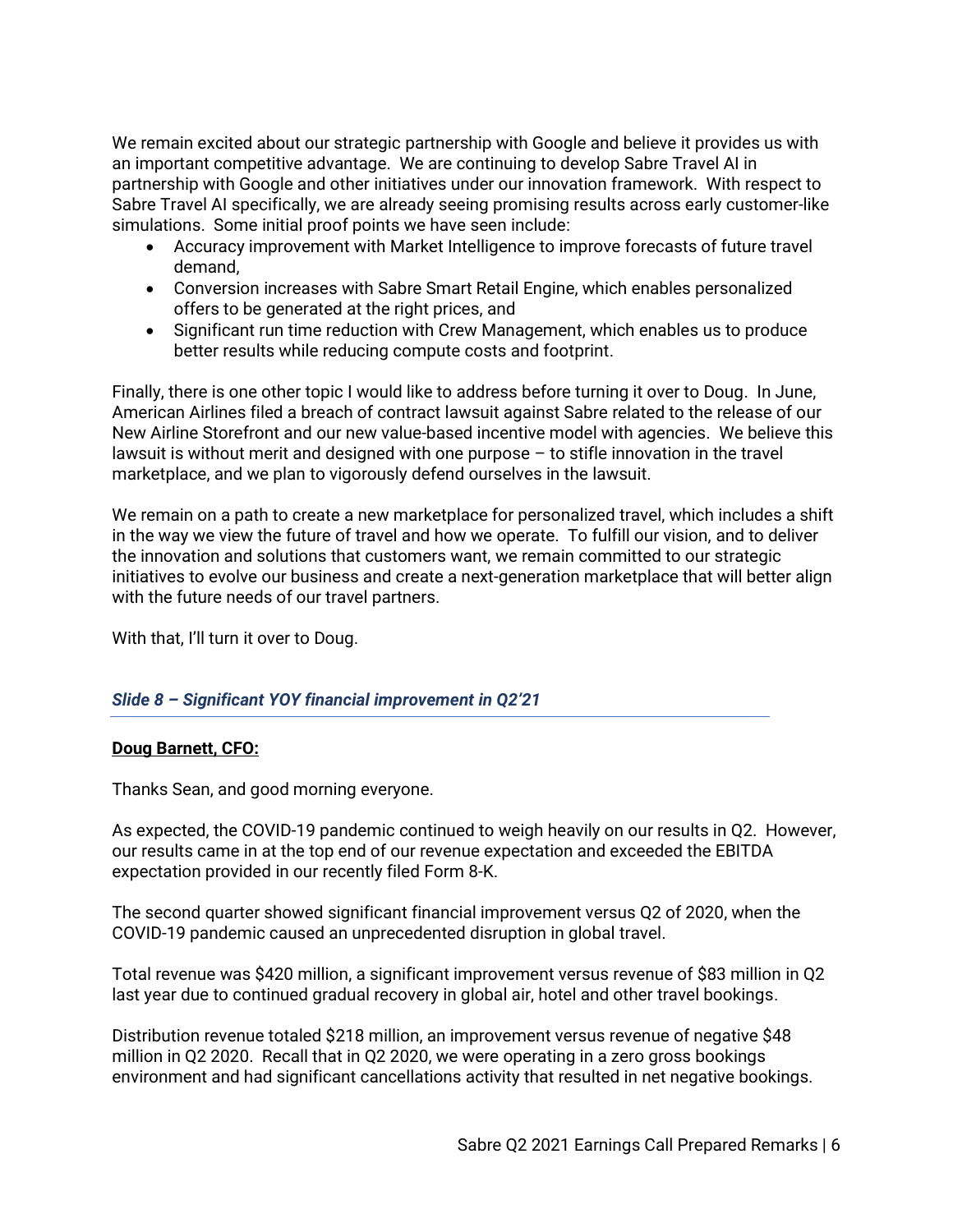We remain excited about our strategic partnership with Google and believe it provides us with an important competitive advantage. We are continuing to develop Sabre Travel AI in partnership with Google and other initiatives under our innovation framework. With respect to Sabre Travel AI specifically, we are already seeing promising results across early customer-like simulations. Some initial proof points we have seen include:

- Accuracy improvement with Market Intelligence to improve forecasts of future travel demand,
- Conversion increases with Sabre Smart Retail Engine, which enables personalized offers to be generated at the right prices, and
- Significant run time reduction with Crew Management, which enables us to produce better results while reducing compute costs and footprint.

Finally, there is one other topic I would like to address before turning it over to Doug. In June, American Airlines filed a breach of contract lawsuit against Sabre related to the release of our New Airline Storefront and our new value-based incentive model with agencies. We believe this lawsuit is without merit and designed with one purpose – to stifle innovation in the travel marketplace, and we plan to vigorously defend ourselves in the lawsuit.

We remain on a path to create a new marketplace for personalized travel, which includes a shift in the way we view the future of travel and how we operate. To fulfill our vision, and to deliver the innovation and solutions that customers want, we remain committed to our strategic initiatives to evolve our business and create a next-generation marketplace that will better align with the future needs of our travel partners.

With that, I'll turn it over to Doug.

### *Slide 8 – Significant YOY financial improvement in Q2'21*

**Doug Barnett, CFO:**

Thanks Sean, and good morning everyone.

As expected, the COVID-19 pandemic continued to weigh heavily on our results in Q2. However, our results came in at the top end of our revenue expectation and exceeded the EBITDA expectation provided in our recently filed Form 8-K.

The second quarter showed significant financial improvement versus Q2 of 2020, when the COVID-19 pandemic caused an unprecedented disruption in global travel.

Total revenue was $420 million, a significant improvement versus revenue of $83 million in Q2 last year due to continued gradual recovery in global air, hotel and other travel bookings.

Distribution revenue totaled $218 million, an improvement versus revenue of negative $48 million in Q2 2020. Recall that in Q2 2020, we were operating in a zero gross bookings environment and had significant cancellations activity that resulted in net negative bookings.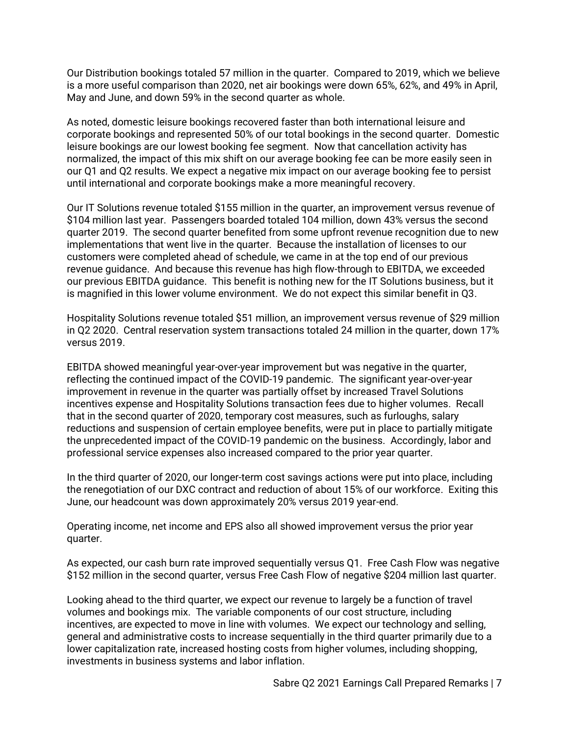Our Distribution bookings totaled 57 million in the quarter. Compared to 2019, which we believe is a more useful comparison than 2020, net air bookings were down 65%, 62%, and 49% in April, May and June, and down 59% in the second quarter as whole.

As noted, domestic leisure bookings recovered faster than both international leisure and corporate bookings and represented 50% of our total bookings in the second quarter. Domestic leisure bookings are our lowest booking fee segment. Now that cancellation activity has normalized, the impact of this mix shift on our average booking fee can be more easily seen in our Q1 and Q2 results. We expect a negative mix impact on our average booking fee to persist until international and corporate bookings make a more meaningful recovery.

Our IT Solutions revenue totaled $155 million in the quarter, an improvement versus revenue of $104 million last year. Passengers boarded totaled 104 million, down 43% versus the second quarter 2019. The second quarter benefited from some upfront revenue recognition due to new implementations that went live in the quarter. Because the installation of licenses to our customers were completed ahead of schedule, we came in at the top end of our previous revenue guidance. And because this revenue has high flow-through to EBITDA, we exceeded our previous EBITDA guidance. This benefit is nothing new for the IT Solutions business, but it is magnified in this lower volume environment. We do not expect this similar benefit in Q3.

Hospitality Solutions revenue totaled $51 million, an improvement versus revenue of $29 million in Q2 2020. Central reservation system transactions totaled 24 million in the quarter, down 17% versus 2019.

EBITDA showed meaningful year-over-year improvement but was negative in the quarter, reflecting the continued impact of the COVID-19 pandemic. The significant year-over-year improvement in revenue in the quarter was partially offset by increased Travel Solutions incentives expense and Hospitality Solutions transaction fees due to higher volumes. Recall that in the second quarter of 2020, temporary cost measures, such as furloughs, salary reductions and suspension of certain employee benefits, were put in place to partially mitigate the unprecedented impact of the COVID-19 pandemic on the business. Accordingly, labor and professional service expenses also increased compared to the prior year quarter.

In the third quarter of 2020, our longer-term cost savings actions were put into place, including the renegotiation of our DXC contract and reduction of about 15% of our workforce. Exiting this June, our headcount was down approximately 20% versus 2019 year-end.

Operating income, net income and EPS also all showed improvement versus the prior year quarter.

As expected, our cash burn rate improved sequentially versus Q1. Free Cash Flow was negative $152 million in the second quarter, versus Free Cash Flow of negative $204 million last quarter.

Looking ahead to the third quarter, we expect our revenue to largely be a function of travel volumes and bookings mix. The variable components of our cost structure, including incentives, are expected to move in line with volumes. We expect our technology and selling, general and administrative costs to increase sequentially in the third quarter primarily due to a lower capitalization rate, increased hosting costs from higher volumes, including shopping, investments in business systems and labor inflation.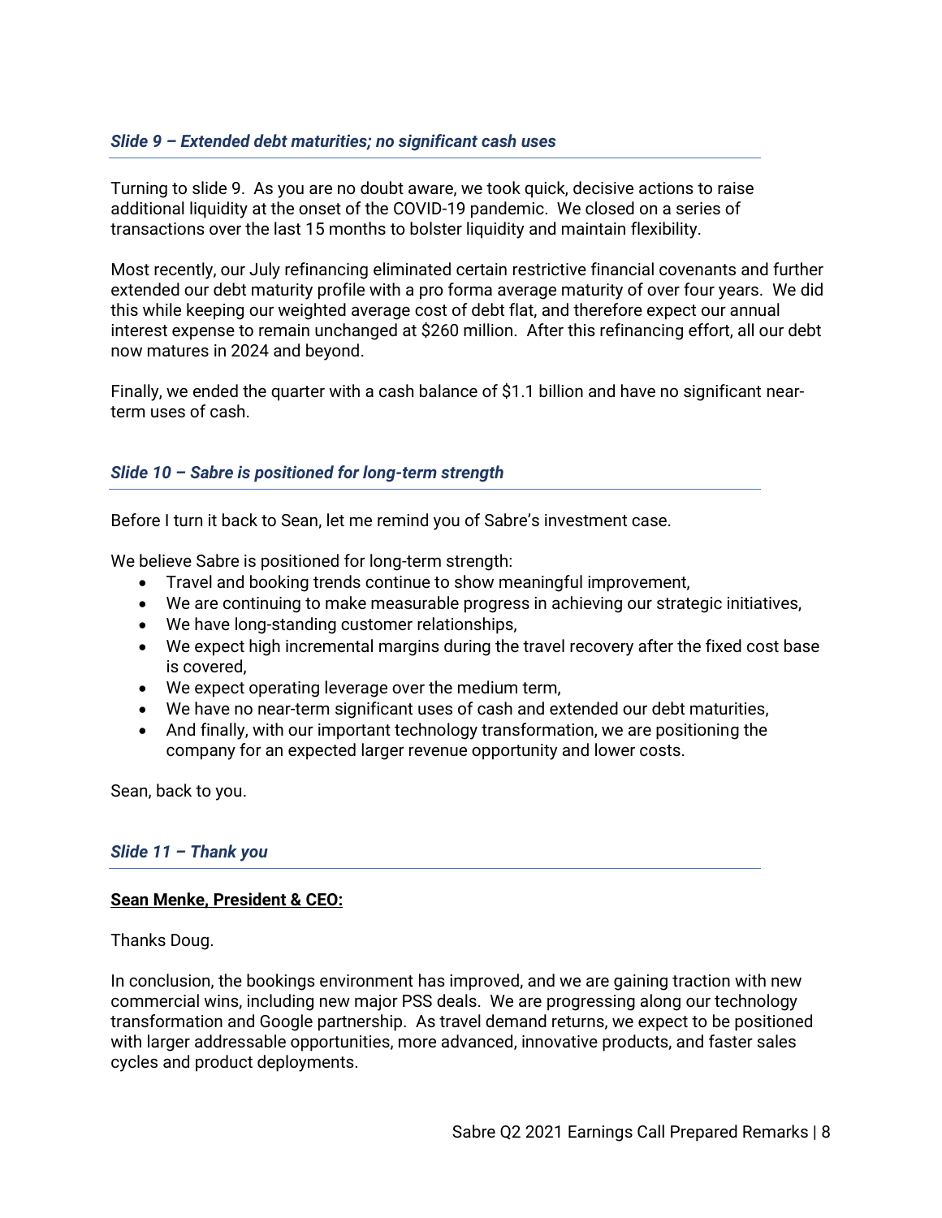### *Slide 9 – Extended debt maturities; no significant cash uses*

Turning to slide 9. As you are no doubt aware, we took quick, decisive actions to raise additional liquidity at the onset of the COVID-19 pandemic. We closed on a series of transactions over the last 15 months to bolster liquidity and maintain flexibility.

Most recently, our July refinancing eliminated certain restrictive financial covenants and further extended our debt maturity profile with a pro forma average maturity of over four years. We did this while keeping our weighted average cost of debt flat, and therefore expect our annual interest expense to remain unchanged at $260 million. After this refinancing effort, all our debt now matures in 2024 and beyond.

Finally, we ended the quarter with a cash balance of $1.1 billion and have no significant near-term uses of cash.

### *Slide 10 – Sabre is positioned for long-term strength*

Before I turn it back to Sean, let me remind you of Sabre's investment case.

We believe Sabre is positioned for long-term strength:

- Travel and booking trends continue to show meaningful improvement,
- We are continuing to make measurable progress in achieving our strategic initiatives,
- We have long-standing customer relationships,
- We expect high incremental margins during the travel recovery after the fixed cost base is covered,
- We expect operating leverage over the medium term,
- We have no near-term significant uses of cash and extended our debt maturities,
- And finally, with our important technology transformation, we are positioning the company for an expected larger revenue opportunity and lower costs.

Sean, back to you.

### *Slide 11 – Thank you*

**Sean Menke, President & CEO:**

Thanks Doug.

In conclusion, the bookings environment has improved, and we are gaining traction with new commercial wins, including new major PSS deals. We are progressing along our technology transformation and Google partnership. As travel demand returns, we expect to be positioned with larger addressable opportunities, more advanced, innovative products, and faster sales cycles and product deployments.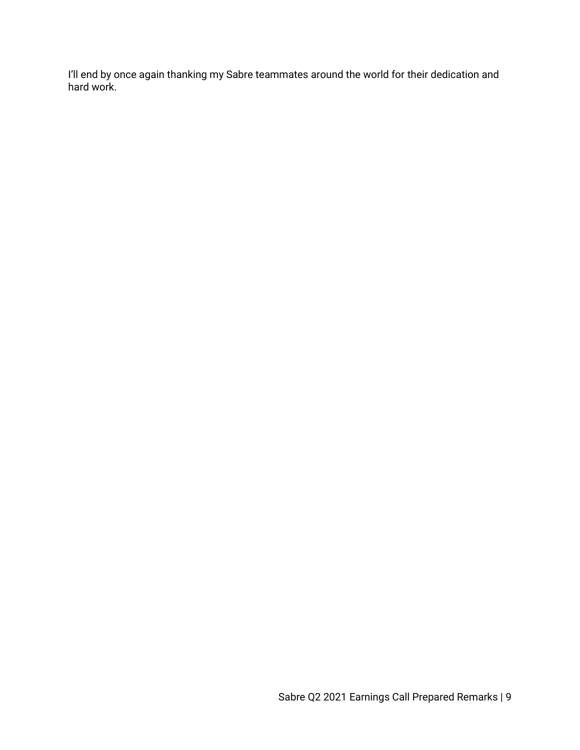I'll end by once again thanking my Sabre teammates around the world for their dedication and hard work.